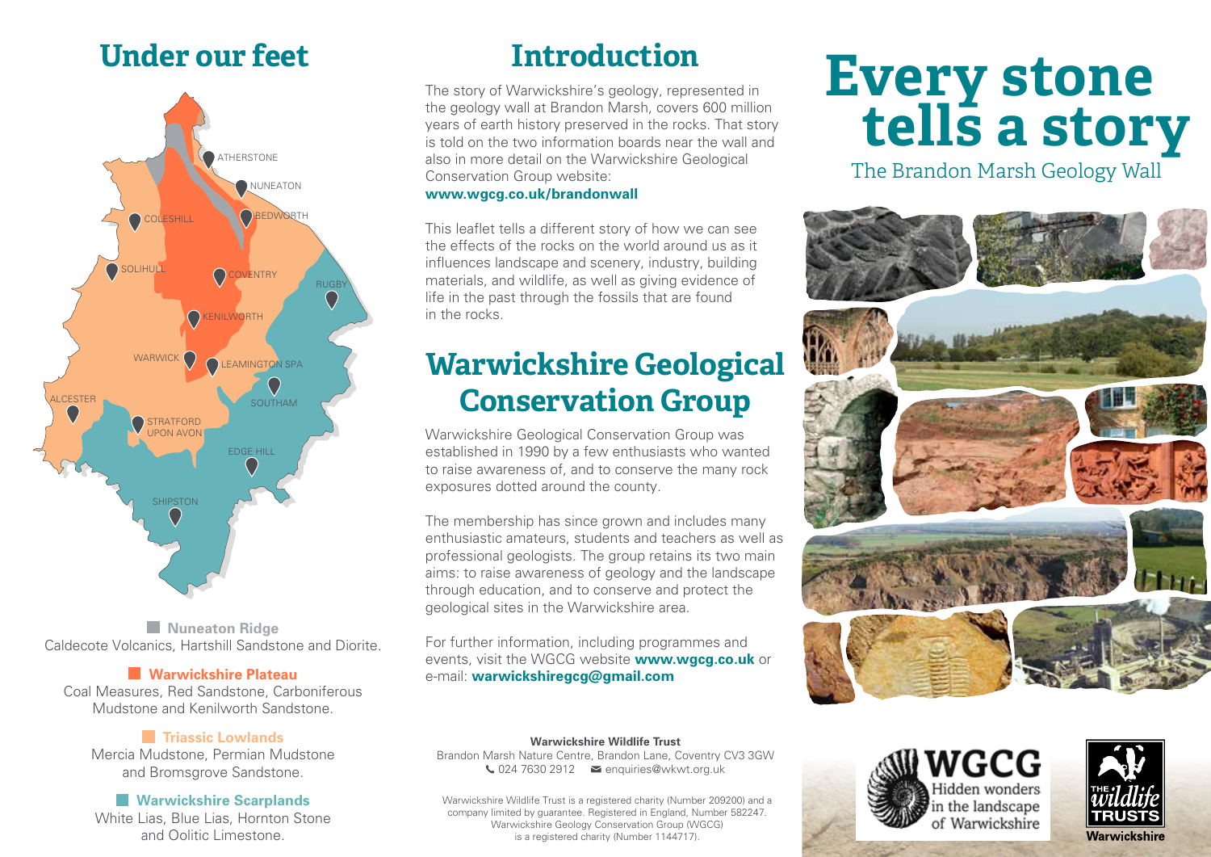## Under our feet

ATHERSTONE
NUNEATON
COLESHILL
BEDWORTH
SOLIHULL
COVENTRY
RUGBY
KENILWORTH
WARWICK
LEAMINGTON SPA
SOUTHAM
ALCESTER
STRATFORD UPON AVON
EDGE HILL
SHIPSTON

**Nuneaton Ridge**
Caldecote Volcanics, Hartshill Sandstone and Diorite.

**Warwickshire Plateau**
Coal Measures, Red Sandstone, Carboniferous Mudstone and Kenilworth Sandstone.

**Triassic Lowlands**
Mercia Mudstone, Permian Mudstone and Bromsgrove Sandstone.

**Warwickshire Scarplands**
White Lias, Blue Lias, Hornton Stone and Oolitic Limestone.

## Introduction

The story of Warwickshire's geology, represented in the geology wall at Brandon Marsh, covers 600 million years of earth history preserved in the rocks. That story is told on the two information boards near the wall and also in more detail on the Warwickshire Geological Conservation Group website:
**www.wgcg.co.uk/brandonwall**

This leaflet tells a different story of how we can see the effects of the rocks on the world around us as it influences landscape and scenery, industry, building materials, and wildlife, as well as giving evidence of life in the past through the fossils that are found in the rocks.

## Warwickshire Geological Conservation Group

Warwickshire Geological Conservation Group was established in 1990 by a few enthusiasts who wanted to raise awareness of, and to conserve the many rock exposures dotted around the county.

The membership has since grown and includes many enthusiastic amateurs, students and teachers as well as professional geologists. The group retains its two main aims: to raise awareness of geology and the landscape through education, and to conserve and protect the geological sites in the Warwickshire area.

For further information, including programmes and events, visit the WGCG website **www.wgcg.co.uk** or e-mail: **warwickshiregcg@gmail.com**

**Warwickshire Wildlife Trust**
Brandon Marsh Nature Centre, Brandon Lane, Coventry CV3 3GW
024 7630 2912 enquiries@wkwt.org.uk

Warwickshire Wildlife Trust is a registered charity (Number 209200) and a company limited by guarantee. Registered in England, Number 582247. Warwickshire Geology Conservation Group (WGCG) is a registered charity (Number 1144717).

# Every stone tells a story

The Brandon Marsh Geology Wall

WGCG
Hidden wonders in the landscape of Warwickshire

THE wildlife TRUSTS
Warwickshire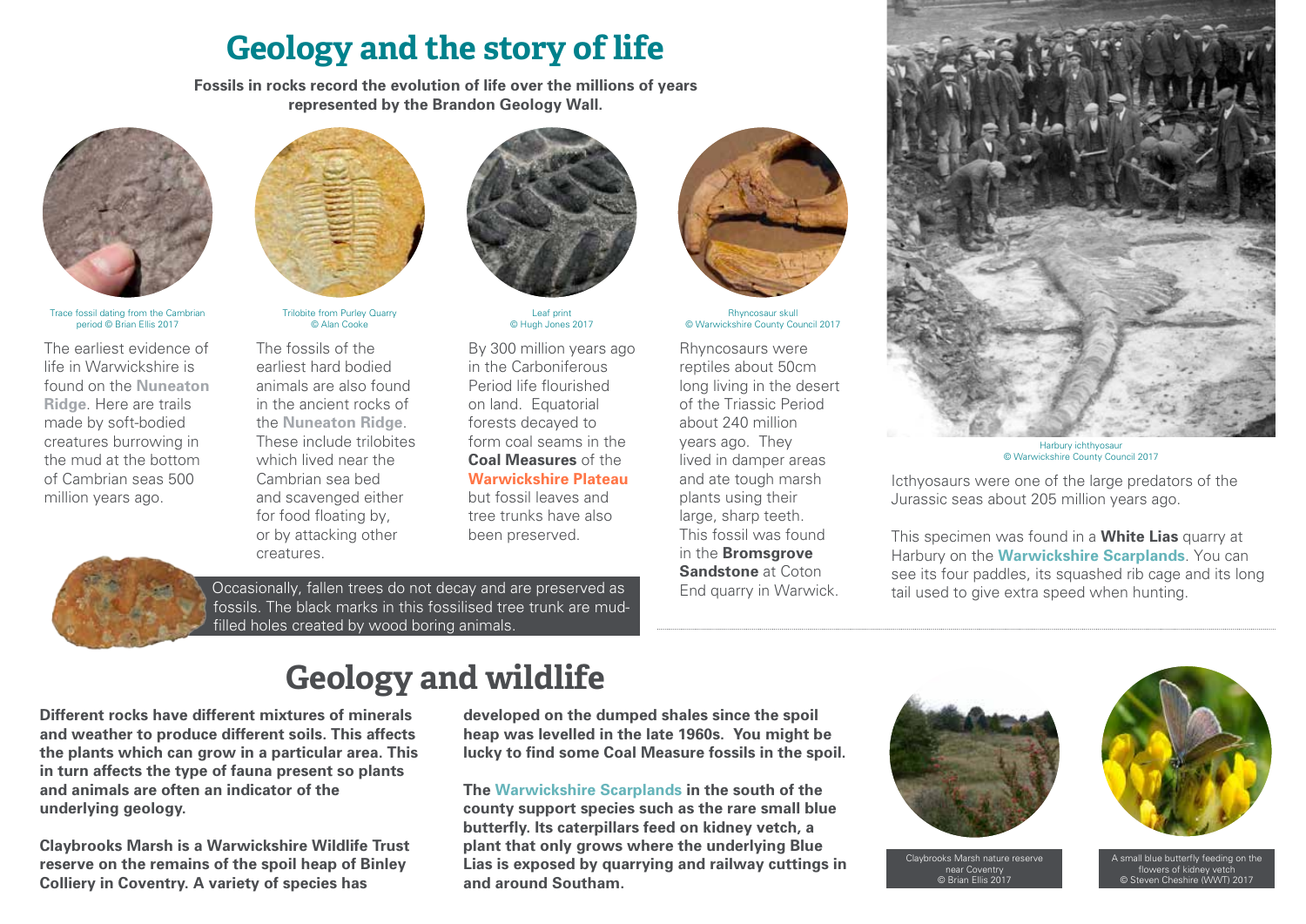# Geology and the story of life

**Fossils in rocks record the evolution of life over the millions of years represented by the Brandon Geology Wall.**

Trace fossil dating from the Cambrian period © Brian Ellis 2017

The earliest evidence of life in Warwickshire is found on the **Nuneaton Ridge**. Here are trails made by soft-bodied creatures burrowing in the mud at the bottom of Cambrian seas 500 million years ago.

Trilobite from Purley Quarry © Alan Cooke

The fossils of the earliest hard bodied animals are also found in the ancient rocks of the **Nuneaton Ridge**. These include trilobites which lived near the Cambrian sea bed and scavenged either for food floating by, or by attacking other creatures.

Leaf print © Hugh Jones 2017

By 300 million years ago in the Carboniferous Period life flourished on land. Equatorial forests decayed to form coal seams in the **Coal Measures** of the **Warwickshire Plateau** but fossil leaves and tree trunks have also been preserved.

Rhyncosaur skull © Warwickshire County Council 2017

Rhyncosaurs were reptiles about 50cm long living in the desert of the Triassic Period about 240 million years ago. They lived in damper areas and ate tough marsh plants using their large, sharp teeth. This fossil was found in the **Bromsgrove Sandstone** at Coton End quarry in Warwick.

Harbury ichthyosaur © Warwickshire County Council 2017

Icthyosaurs were one of the large predators of the Jurassic seas about 205 million years ago.

This specimen was found in a **White Lias** quarry at Harbury on the **Warwickshire Scarplands**. You can see its four paddles, its squashed rib cage and its long tail used to give extra speed when hunting.

Occasionally, fallen trees do not decay and are preserved as fossils. The black marks in this fossilised tree trunk are mud-filled holes created by wood boring animals.

# Geology and wildlife

**Different rocks have different mixtures of minerals and weather to produce different soils. This affects the plants which can grow in a particular area. This in turn affects the type of fauna present so plants and animals are often an indicator of the underlying geology.**

**Claybrooks Marsh is a Warwickshire Wildlife Trust reserve on the remains of the spoil heap of Binley Colliery in Coventry. A variety of species has developed on the dumped shales since the spoil heap was levelled in the late 1960s. You might be lucky to find some Coal Measure fossils in the spoil.**

**The Warwickshire Scarplands in the south of the county support species such as the rare small blue butterfly. Its caterpillars feed on kidney vetch, a plant that only grows where the underlying Blue Lias is exposed by quarrying and railway cuttings in and around Southam.**

Claybrooks Marsh nature reserve near Coventry © Brian Ellis 2017

A small blue butterfly feeding on the flowers of kidney vetch © Steven Cheshire (WWT) 2017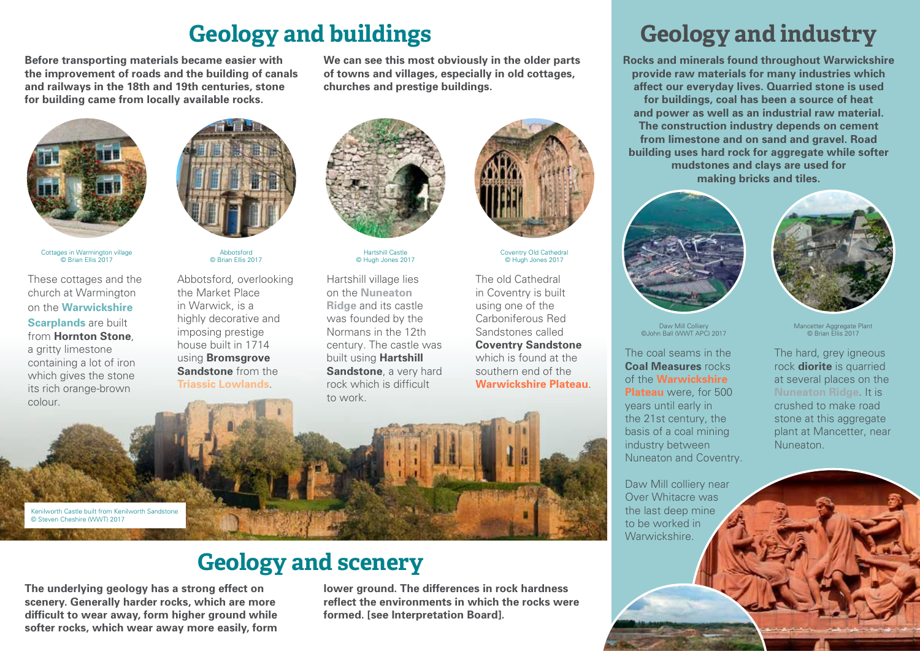# Geology and buildings

**Before transporting materials became easier with the improvement of roads and the building of canals and railways in the 18th and 19th centuries, stone for building came from locally available rocks.**

**We can see this most obviously in the older parts of towns and villages, especially in old cottages, churches and prestige buildings.**

Cottages in Warmington village
© Brian Ellis 2017

These cottages and the church at Warmington on the **Warwickshire Scarplands** are built from **Hornton Stone**, a gritty limestone containing a lot of iron which gives the stone its rich orange-brown colour.

Abbotsford
© Brian Ellis 2017

Abbotsford, overlooking the Market Place in Warwick, is a highly decorative and imposing prestige house built in 1714 using **Bromsgrove Sandstone** from the **Triassic Lowlands**.

Hartshill Castle
© Hugh Jones 2017

Hartshill village lies on the **Nuneaton Ridge** and its castle was founded by the Normans in the 12th century. The castle was built using **Hartshill Sandstone**, a very hard rock which is difficult to work.

Coventry Old Cathedral
© Hugh Jones 2017

The old Cathedral in Coventry is built using one of the Carboniferous Red Sandstones called **Coventry Sandstone** which is found at the southern end of the **Warwickshire Plateau**.

Kenilworth Castle built from Kenilworth Sandstone
© Steven Cheshire (WWT) 2017

# Geology and scenery

**The underlying geology has a strong effect on scenery. Generally harder rocks, which are more difficult to wear away, form higher ground while softer rocks, which wear away more easily, form lower ground. The differences in rock hardness reflect the environments in which the rocks were formed. [see Interpretation Board].**

# Geology and industry

**Rocks and minerals found throughout Warwickshire provide raw materials for many industries which affect our everyday lives. Quarried stone is used for buildings, coal has been a source of heat and power as well as an industrial raw material. The construction industry depends on cement from limestone and on sand and gravel. Road building uses hard rock for aggregate while softer mudstones and clays are used for making bricks and tiles.**

Daw Mill Colliery
©John Ball (WWT APC) 2017

The coal seams in the **Coal Measures** rocks of the **Warwickshire Plateau** were, for 500 years until early in the 21st century, the basis of a coal mining industry between Nuneaton and Coventry.

Daw Mill colliery near Over Whitacre was the last deep mine to be worked in Warwickshire.

Mancetter Aggregate Plant
© Brian Ellis 2017

The hard, grey igneous rock **diorite** is quarried at several places on the **Nuneaton Ridge**. It is crushed to make road stone at this aggregate plant at Mancetter, near Nuneaton.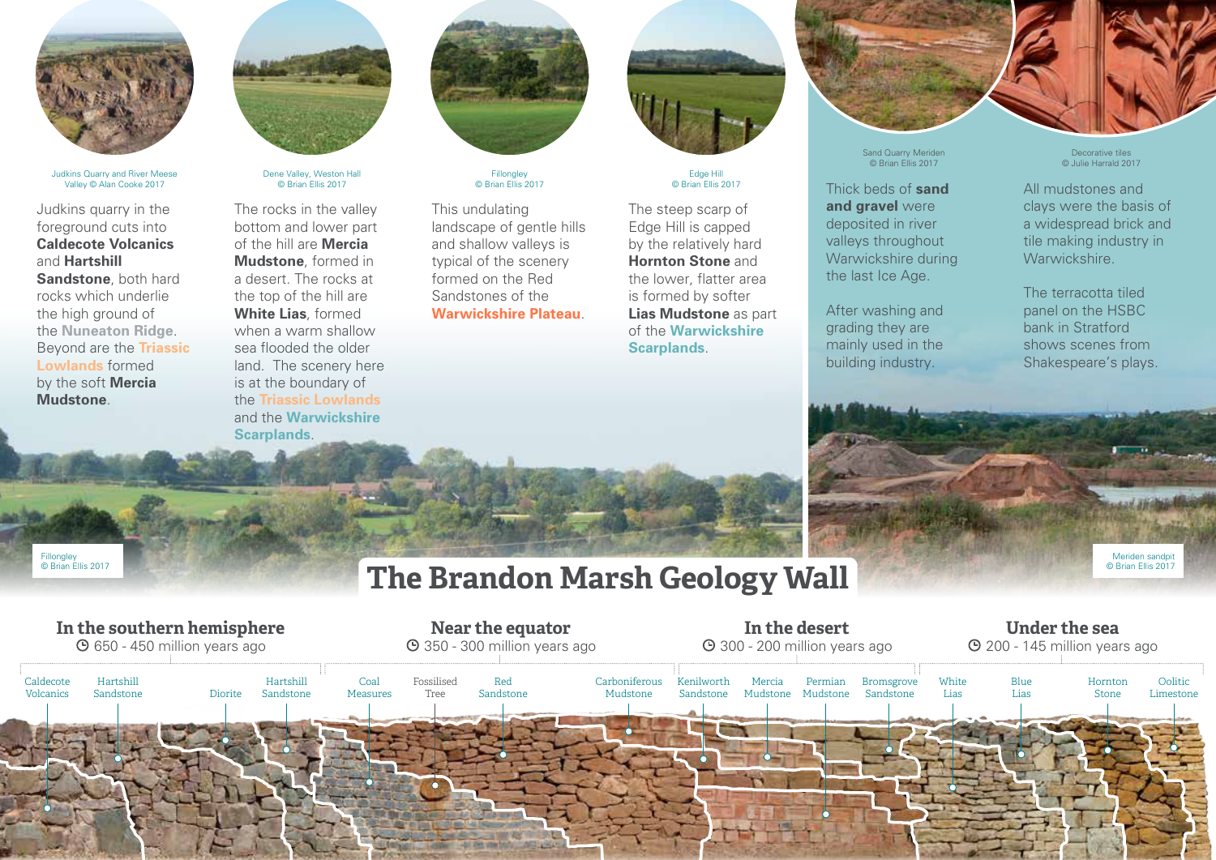Judkins Quarry and River Meese Valley © Alan Cooke 2017

Judkins quarry in the foreground cuts into **Caldecote Volcanics** and **Hartshill Sandstone**, both hard rocks which underlie the high ground of the **Nuneaton Ridge**. Beyond are the **Triassic Lowlands** formed by the soft **Mercia Mudstone**.

Dene Valley, Weston Hall © Brian Ellis 2017

The rocks in the valley bottom and lower part of the hill are **Mercia Mudstone**, formed in a desert. The rocks at the top of the hill are **White Lias**, formed when a warm shallow sea flooded the older land. The scenery here is at the boundary of the **Triassic Lowlands** and the **Warwickshire Scarplands**.

Fillongley © Brian Ellis 2017

This undulating landscape of gentle hills and shallow valleys is typical of the scenery formed on the Red Sandstones of the **Warwickshire Plateau**.

Edge Hill © Brian Ellis 2017

The steep scarp of Edge Hill is capped by the relatively hard **Hornton Stone** and the lower, flatter area is formed by softer **Lias Mudstone** as part of the **Warwickshire Scarplands**.

Sand Quarry Meriden © Brian Ellis 2017

Thick beds of **sand and gravel** were deposited in river valleys throughout Warwickshire during the last Ice Age.

After washing and grading they are mainly used in the building industry.

Decorative tiles © Julie Harrald 2017

All mudstones and clays were the basis of a widespread brick and tile making industry in Warwickshire.

The terracotta tiled panel on the HSBC bank in Stratford shows scenes from Shakespeare's plays.

Fillongley © Brian Ellis 2017

Meriden sandpit © Brian Ellis 2017

# The Brandon Marsh Geology Wall

## In the southern hemisphere
650 - 450 million years ago

Caldecote Volcanics, Hartshill Sandstone, Diorite, Hartshill Sandstone

## Near the equator
350 - 300 million years ago

Coal Measures, Fossilised Tree, Red Sandstone, Carboniferous Mudstone

## In the desert
300 - 200 million years ago

Kenilworth Sandstone, Mercia Mudstone, Permian Mudstone, Bromsgrove Sandstone

## Under the sea
200 - 145 million years ago

White Lias, Blue Lias, Hornton Stone, Oolitic Limestone